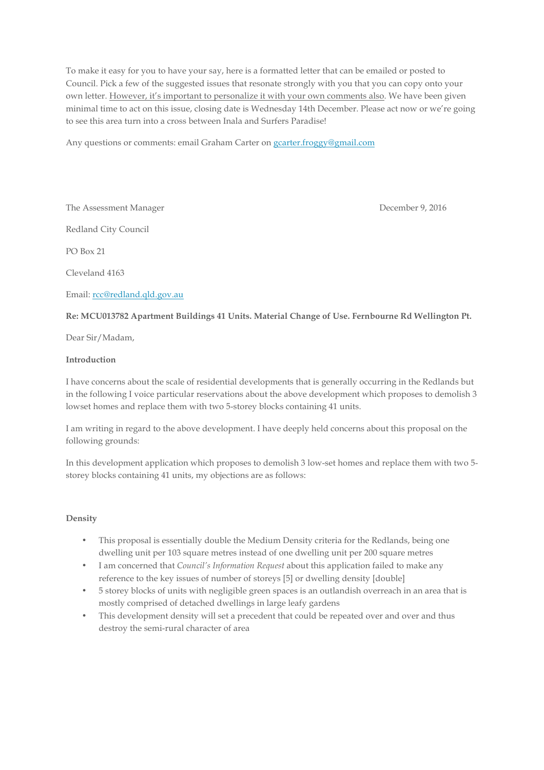To make it easy for you to have your say, here is a formatted letter that can be emailed or posted to Council. Pick a few of the suggested issues that resonate strongly with you that you can copy onto your own letter. <u>However, it's important to personalize it with your own comments also</u>. We have been given minimal time to act on this issue, closing date is Wednesday 14th December. Please act now or we're going to see this area turn into a cross between Inala and Surfers Paradise!

Any questions or comments: email Graham Carter on gcarter.froggy@gmail.com

The Assessment Manager

December 9, 2016

Redland City Council

PO Box 21

Cleveland 4163

Email: rcc@redland.qld.gov.au

**Re: MCU013782 Apartment Buildings 41 Units. Material Change of Use. Fernbourne Rd Wellington Pt.**

Dear Sir/Madam,

**Introduction**

I have concerns about the scale of residential developments that is generally occurring in the Redlands but in the following I voice particular reservations about the above development which proposes to demolish 3 lowset homes and replace them with two 5-storey blocks containing 41 units.

I am writing in regard to the above development. I have deeply held concerns about this proposal on the following grounds:

In this development application which proposes to demolish 3 low-set homes and replace them with two 5-storey blocks containing 41 units, my objections are as follows:

**Density**

- This proposal is essentially double the Medium Density criteria for the Redlands, being one dwelling unit per 103 square metres instead of one dwelling unit per 200 square metres
- I am concerned that *Council's Information Request* about this application failed to make any reference to the key issues of number of storeys [5] or dwelling density [double]
- 5 storey blocks of units with negligible green spaces is an outlandish overreach in an area that is mostly comprised of detached dwellings in large leafy gardens
- This development density will set a precedent that could be repeated over and over and thus destroy the semi-rural character of area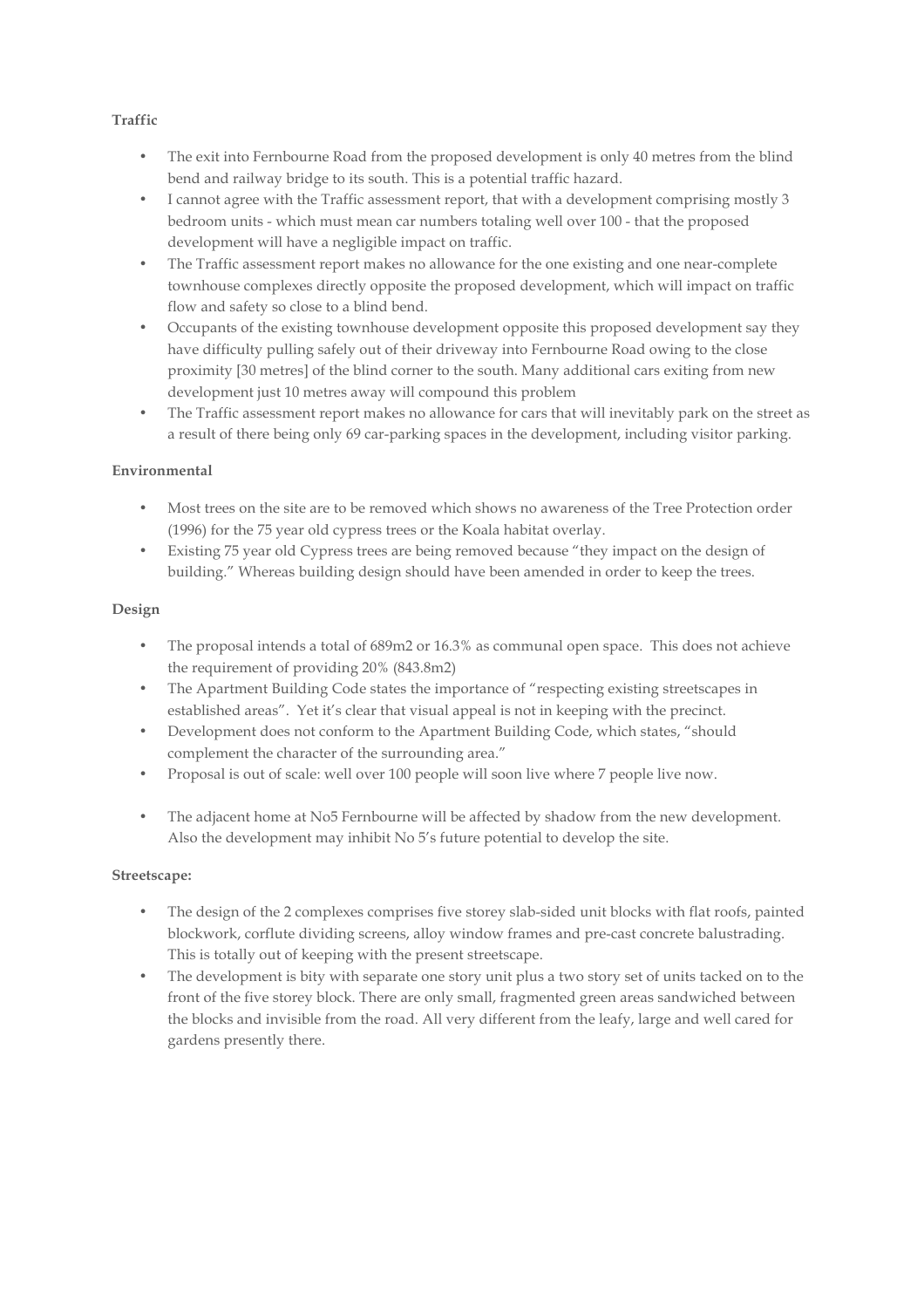**Traffic**

- The exit into Fernbourne Road from the proposed development is only 40 metres from the blind bend and railway bridge to its south. This is a potential traffic hazard.
- I cannot agree with the Traffic assessment report, that with a development comprising mostly 3 bedroom units - which must mean car numbers totaling well over 100 - that the proposed development will have a negligible impact on traffic.
- The Traffic assessment report makes no allowance for the one existing and one near-complete townhouse complexes directly opposite the proposed development, which will impact on traffic flow and safety so close to a blind bend.
- Occupants of the existing townhouse development opposite this proposed development say they have difficulty pulling safely out of their driveway into Fernbourne Road owing to the close proximity [30 metres] of the blind corner to the south. Many additional cars exiting from new development just 10 metres away will compound this problem
- The Traffic assessment report makes no allowance for cars that will inevitably park on the street as a result of there being only 69 car-parking spaces in the development, including visitor parking.

**Environmental**

- Most trees on the site are to be removed which shows no awareness of the Tree Protection order (1996) for the 75 year old cypress trees or the Koala habitat overlay.
- Existing 75 year old Cypress trees are being removed because "they impact on the design of building." Whereas building design should have been amended in order to keep the trees.

**Design**

- The proposal intends a total of 689m2 or 16.3% as communal open space. This does not achieve the requirement of providing 20% (843.8m2)
- The Apartment Building Code states the importance of "respecting existing streetscapes in established areas". Yet it's clear that visual appeal is not in keeping with the precinct.
- Development does not conform to the Apartment Building Code, which states, "should complement the character of the surrounding area."
- Proposal is out of scale: well over 100 people will soon live where 7 people live now.
- The adjacent home at No5 Fernbourne will be affected by shadow from the new development. Also the development may inhibit No 5's future potential to develop the site.

**Streetscape:**

- The design of the 2 complexes comprises five storey slab-sided unit blocks with flat roofs, painted blockwork, corflute dividing screens, alloy window frames and pre-cast concrete balustrading. This is totally out of keeping with the present streetscape.
- The development is bity with separate one story unit plus a two story set of units tacked on to the front of the five storey block. There are only small, fragmented green areas sandwiched between the blocks and invisible from the road. All very different from the leafy, large and well cared for gardens presently there.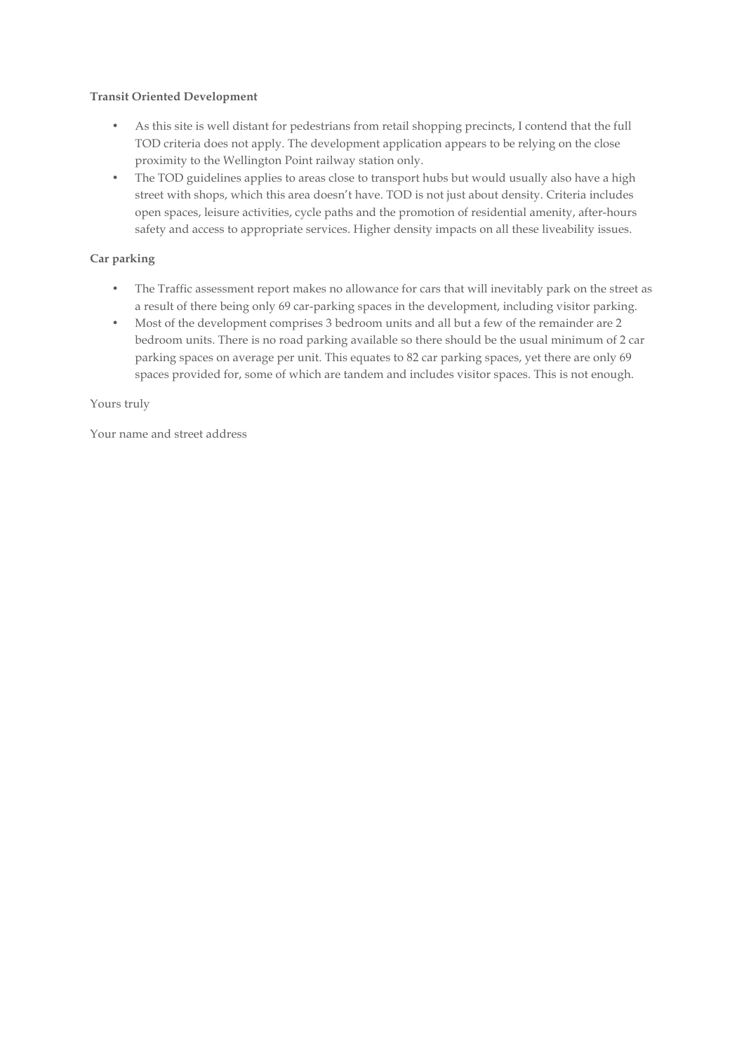**Transit Oriented Development**

- As this site is well distant for pedestrians from retail shopping precincts, I contend that the full TOD criteria does not apply. The development application appears to be relying on the close proximity to the Wellington Point railway station only.
- The TOD guidelines applies to areas close to transport hubs but would usually also have a high street with shops, which this area doesn't have. TOD is not just about density. Criteria includes open spaces, leisure activities, cycle paths and the promotion of residential amenity, after-hours safety and access to appropriate services. Higher density impacts on all these liveability issues.

**Car parking**

- The Traffic assessment report makes no allowance for cars that will inevitably park on the street as a result of there being only 69 car-parking spaces in the development, including visitor parking.
- Most of the development comprises 3 bedroom units and all but a few of the remainder are 2 bedroom units. There is no road parking available so there should be the usual minimum of 2 car parking spaces on average per unit. This equates to 82 car parking spaces, yet there are only 69 spaces provided for, some of which are tandem and includes visitor spaces. This is not enough.

Yours truly

Your name and street address